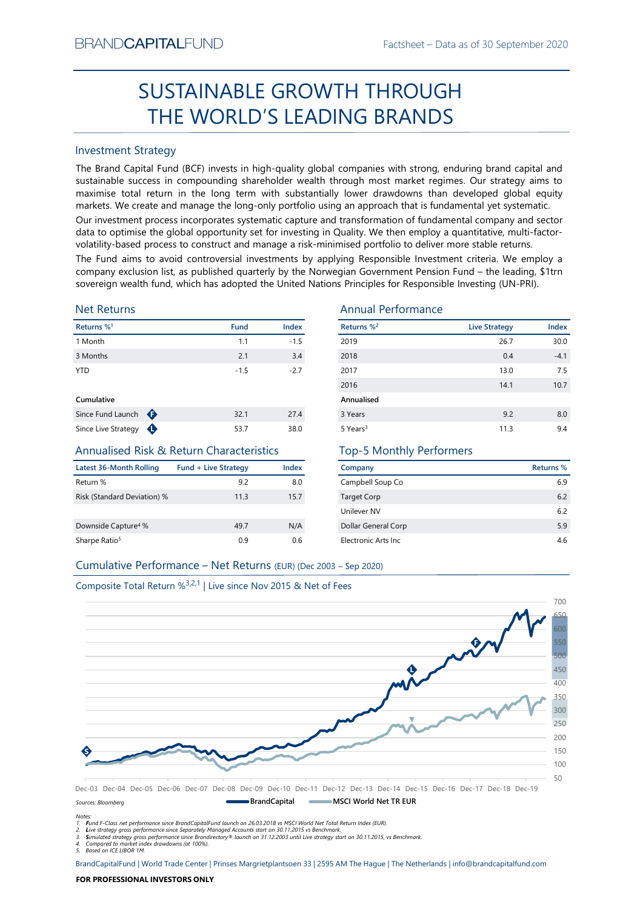BRANDCAPITALFUND

Factsheet – Data as of 30 September 2020

# SUSTAINABLE GROWTH THROUGH THE WORLD'S LEADING BRANDS

## Investment Strategy

The Brand Capital Fund (BCF) invests in high-quality global companies with strong, enduring brand capital and sustainable success in compounding shareholder wealth through most market regimes. Our strategy aims to maximise total return in the long term with substantially lower drawdowns than developed global equity markets. We create and manage the long-only portfolio using an approach that is fundamental yet systematic.

Our investment process incorporates systematic capture and transformation of fundamental company and sector data to optimise the global opportunity set for investing in Quality. We then employ a quantitative, multi-factor-volatility-based process to construct and manage a risk-minimised portfolio to deliver more stable returns.

The Fund aims to avoid controversial investments by applying Responsible Investment criteria. We employ a company exclusion list, as published quarterly by the Norwegian Government Pension Fund – the leading, $1trn sovereign wealth fund, which has adopted the United Nations Principles for Responsible Investing (UN-PRI).

## Net Returns

| Returns %[1] | Fund | Index |
|---|---|---|
| 1 Month | 1.1 | -1.5 |
| 3 Months | 2.1 | 3.4 |
| YTD | -1.5 | -2.7 |
| **Cumulative** | | |
| Since Fund Launch (F) | 32.1 | 27.4 |
| Since Live Strategy (L) | 53.7 | 38.0 |

## Annual Performance

| Returns %[2] | Live Strategy | Index |
|---|---|---|
| 2019 | 26.7 | 30.0 |
| 2018 | 0.4 | -4.1 |
| 2017 | 13.0 | 7.5 |
| 2016 | 14.1 | 10.7 |
| **Annualised** | | |
| 3 Years | 9.2 | 8.0 |
| 5 Years[3] | 11.3 | 9.4 |

## Annualised Risk & Return Characteristics

| Latest 36-Month Rolling | Fund + Live Strategy | Index |
|---|---|---|
| Return % | 9.2 | 8.0 |
| Risk (Standard Deviation) % | 11.3 | 15.7 |
| Downside Capture[4] % | 49.7 | N/A |
| Sharpe Ratio[5] | 0.9 | 0.6 |

## Top-5 Monthly Performers

| Company | Returns % |
|---|---|
| Campbell Soup Co | 6.9 |
| Target Corp | 6.2 |
| Unilever NV | 6.2 |
| Dollar General Corp | 5.9 |
| Electronic Arts Inc | 4.6 |

## Cumulative Performance – Net Returns (EUR) (Dec 2003 – Sep 2020)

Composite Total Return %[3,2,1] | Live since Nov 2015 & Net of Fees

Sources: Bloomberg — BrandCapital — MSCI World Net TR EUR

Notes:
1. Fund F-Class net performance since BrandCapitalFund launch on 26.03.2018 vs MSCI World Net Total Return Index (EUR).
2. Live strategy gross performance since Separately Managed Accounts start on 30.11.2015 vs Benchmark.
3. Simulated strategy gross performance since Brandirectory® launch on 31.12.2003 until Live strategy start on 30.11.2015, vs Benchmark.
4. Compared to market index drawdowns (at 100%).
5. Based on ICE LIBOR 1M.

BrandCapitalFund | World Trade Center | Prinses Margrietplantsoen 33 | 2595 AM The Hague | The Netherlands | info@brandcapitalfund.com

**FOR PROFESSIONAL INVESTORS ONLY**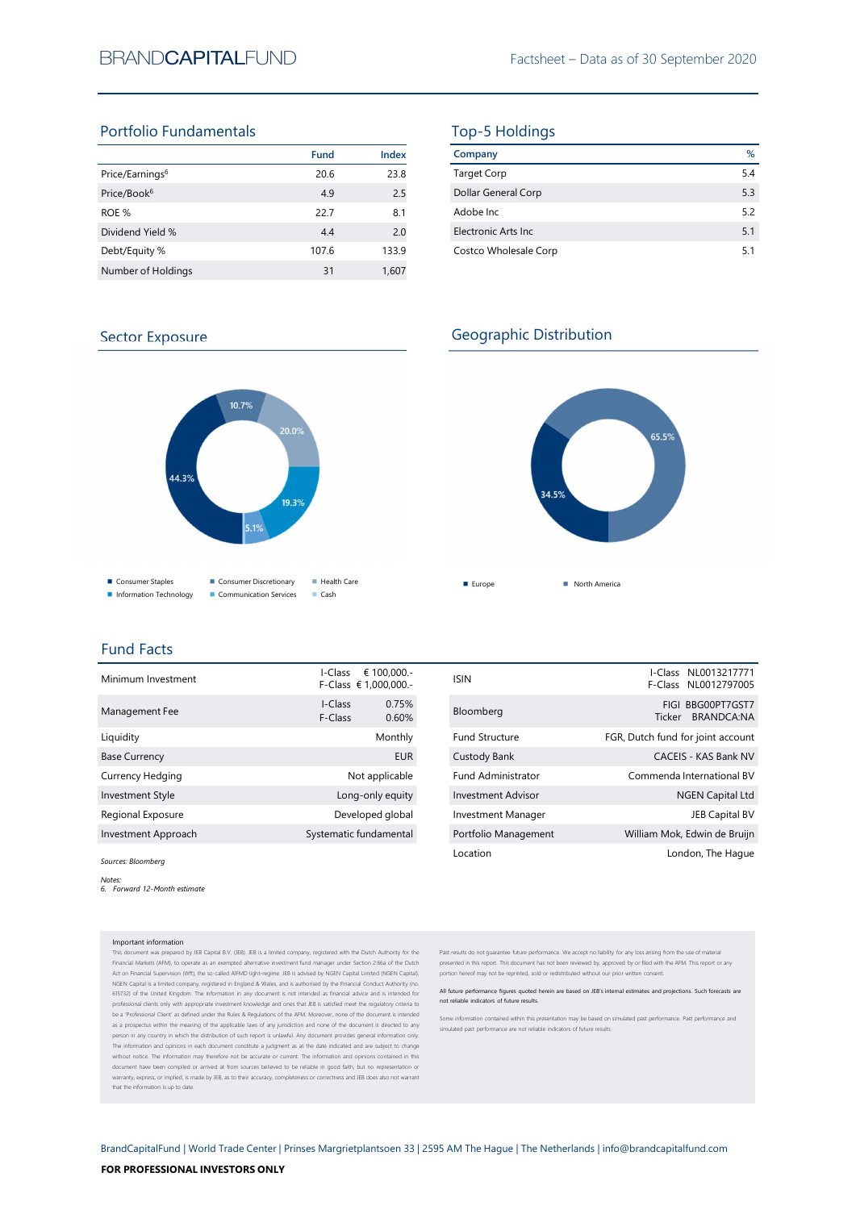# BRANDCAPITALFUND

Factsheet – Data as of 30 September 2020

## Portfolio Fundamentals

| | Fund | Index |
|---|---|---|
| Price/Earnings[6] | 20.6 | 23.8 |
| Price/Book[6] | 4.9 | 2.5 |
| ROE % | 22.7 | 8.1 |
| Dividend Yield % | 4.4 | 2.0 |
| Debt/Equity % | 107.6 | 133.9 |
| Number of Holdings | 31 | 1,607 |

## Top-5 Holdings

| Company | % |
|---|---|
| Target Corp | 5.4 |
| Dollar General Corp | 5.3 |
| Adobe Inc | 5.2 |
| Electronic Arts Inc | 5.1 |
| Costco Wholesale Corp | 5.1 |

## Sector Exposure

10.7%
20.0%
44.3%
19.3%
5.1%

Consumer Staples
Consumer Discretionary
Health Care
Information Technology
Communication Services
Cash

## Geographic Distribution

65.5%
34.5%

Europe
North America

## Fund Facts

| | |
|---|---|
| Minimum Investment | I-Class € 100,000.- F-Class € 1,000,000.- |
| Management Fee | I-Class 0.75% F-Class 0.60% |
| Liquidity | Monthly |
| Base Currency | EUR |
| Currency Hedging | Not applicable |
| Investment Style | Long-only equity |
| Regional Exposure | Developed global |
| Investment Approach | Systematic fundamental |

| | |
|---|---|
| ISIN | I-Class NL0013217771 F-Class NL0012797005 |
| Bloomberg | FIGI BBG00PT7GST7 Ticker BRANDCA:NA |
| Fund Structure | FGR, Dutch fund for joint account |
| Custody Bank | CACEIS - KAS Bank NV |
| Fund Administrator | Commenda International BV |
| Investment Advisor | NGEN Capital Ltd |
| Investment Manager | JEB Capital BV |
| Portfolio Management | William Mok, Edwin de Bruijn |
| Location | London, The Hague |

*Sources: Bloomberg*

*Notes:*
*6. Forward 12-Month estimate*

Important information

This document was prepared by JEB Capital B.V. (JEB). JEB is a limited company, registered with the Dutch Authority for the Financial Markets (AFM), to operate as an exempted alternative investment fund manager under Section 2:66a of the Dutch Act on Financial Supervision (Wft), the so-called AIFMD light-regime. JEB is advised by NGEN Capital Limited (NGEN Capital). NGEN Capital is a limited company, registered in England & Wales, and is authorised by the Financial Conduct Authority (no. 615732) of the United Kingdom. The information in any document is not intended as financial advice and is intended for professional clients only with appropriate investment knowledge and ones that JEB is satisfied meet the regulatory criteria to be a 'Professional Client' as defined under the Rules & Regulations of the AFM. Moreover, none of the document is intended as a prospectus within the meaning of the applicable laws of any jurisdiction and none of the document is directed to any person in any country in which the distribution of such report is unlawful. Any document provides general information only. The information and opinions in each document constitute a judgment as at the date indicated and are subject to change without notice. The information may therefore not be accurate or current. The information and opinions contained in this document have been compiled or arrived at from sources believed to be reliable in good faith, but no representation or warranty, express, or implied, is made by JEB, as to their accuracy, completeness or correctness and JEB does also not warrant that the information is up to date.

Past results do not guarantee future performance. We accept no liability for any loss arising from the use of material presented in this report. This document has not been reviewed by, approved by or filed with the AFM. This report or any portion hereof may not be reprinted, sold or redistributed without our prior written consent.

All future performance figures quoted herein are based on JEB's internal estimates and projections. Such forecasts are not reliable indicators of future results.

Some information contained within this presentation may be based on simulated past performance. Past performance and simulated past performance are not reliable indicators of future results.

BrandCapitalFund | World Trade Center | Prinses Margrietplantsoen 33 | 2595 AM The Hague | The Netherlands | info@brandcapitalfund.com

**FOR PROFESSIONAL INVESTORS ONLY**